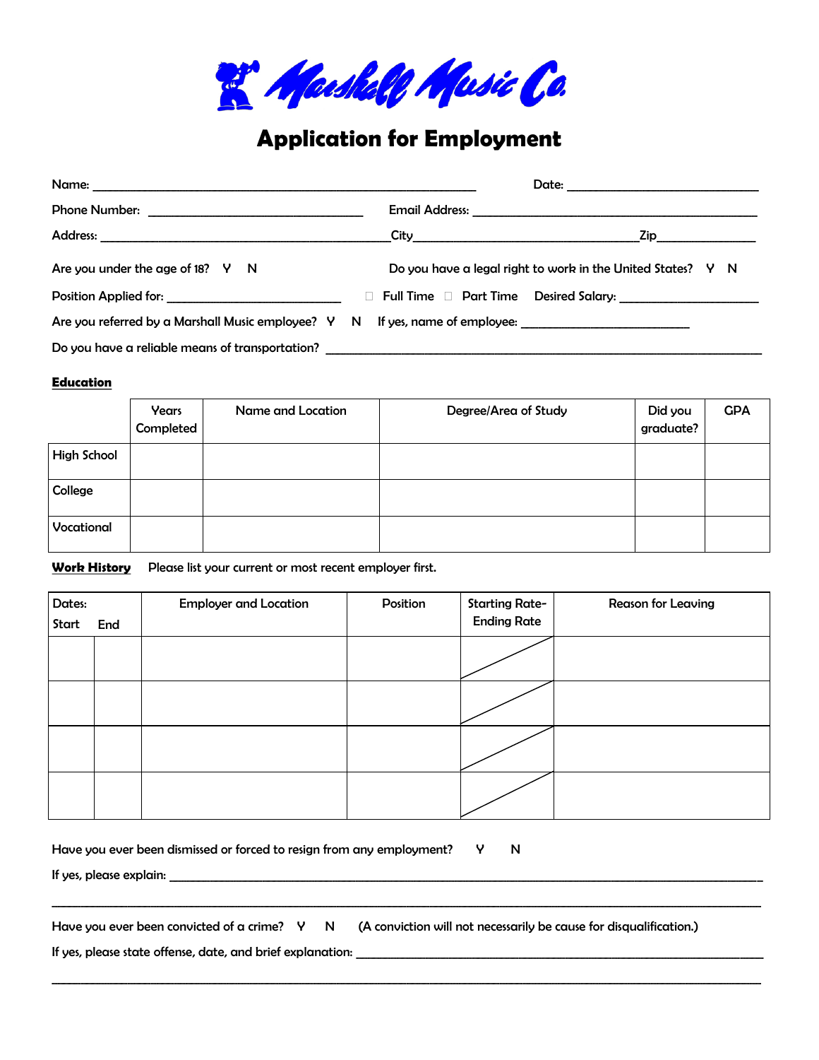# Marshall Music Co.

## Application for Employment

Name: ______________________________ Date: ______________________

Phone Number: ______________________ Email Address: ______________________________

Address: ______________________________ City______________________ Zip__________

Are you under the age of 18? Y N Do you have a legal right to work in the United States? Y N

Position Applied for: ____________________ ☐ Full Time ☐ Part Time Desired Salary: ________________

Are you referred by a Marshall Music employee? Y N If yes, name of employee: ____________________

Do you have a reliable means of transportation? ________________________________________________

**Education**

| | Years Completed | Name and Location | Degree/Area of Study | Did you graduate? | GPA |
|---|---|---|---|---|---|
| High School | | | | | |
| College | | | | | |
| Vocational | | | | | |

**Work History** Please list your current or most recent employer first.

| Dates: Start | End | Employer and Location | Position | Starting Rate-Ending Rate | Reason for Leaving |
|---|---|---|---|---|---|
| | | | | | |
| | | | | | |
| | | | | | |
| | | | | | |

Have you ever been dismissed or forced to resign from any employment? Y N

If yes, please explain: ____________________________________________________________

________________________________________________________________________________

Have you ever been convicted of a crime? Y N (A conviction will not necessarily be cause for disqualification.)

If yes, please state offense, date, and brief explanation: ______________________________________

________________________________________________________________________________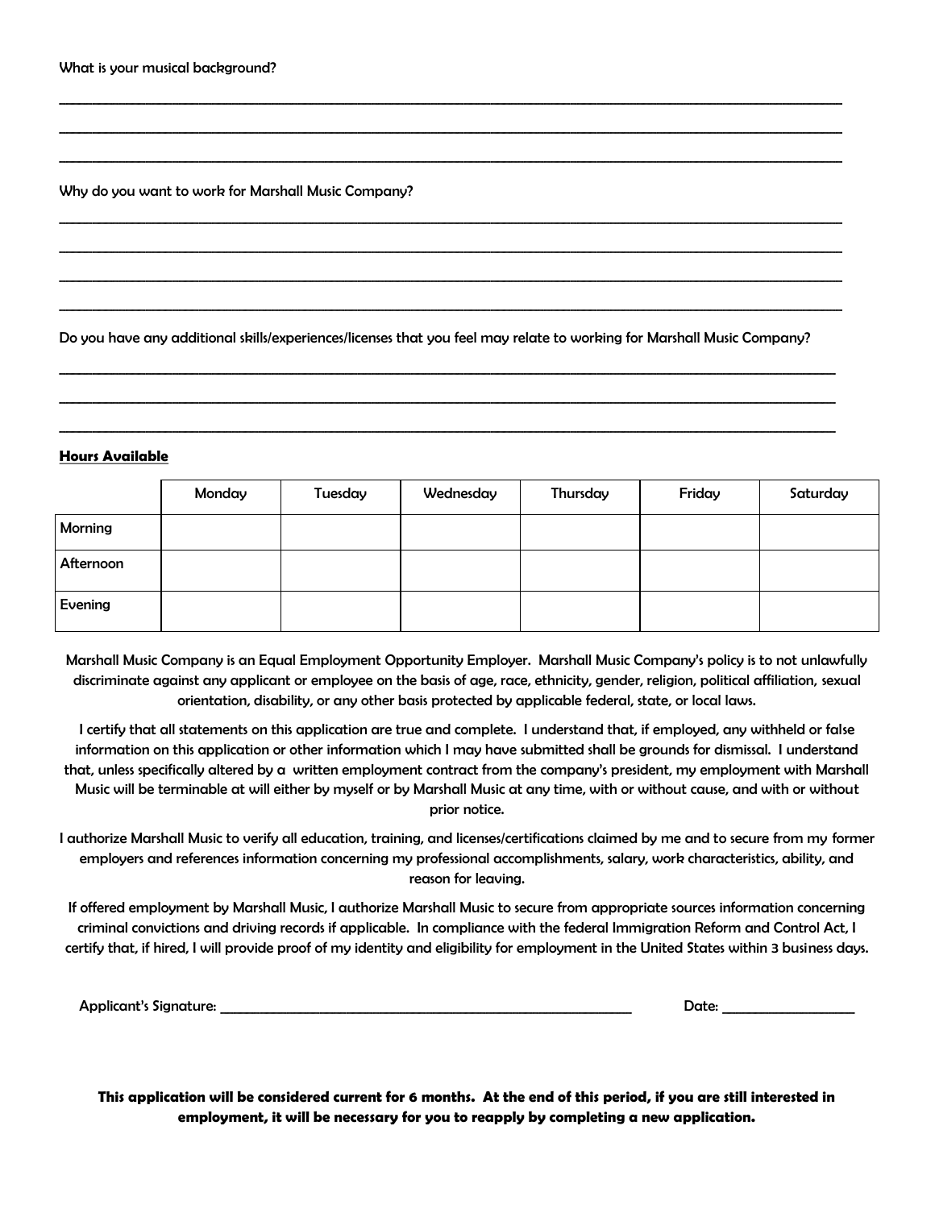What is your musical background?

\_\_\_\_\_\_\_\_\_\_\_\_\_\_\_\_\_\_\_\_\_\_\_\_\_\_\_\_\_\_\_\_\_\_\_\_\_\_\_\_\_\_\_\_\_\_\_\_\_\_\_\_\_\_\_\_\_\_\_\_\_\_\_\_\_\_\_\_\_\_\_\_\_\_\_\_

\_\_\_\_\_\_\_\_\_\_\_\_\_\_\_\_\_\_\_\_\_\_\_\_\_\_\_\_\_\_\_\_\_\_\_\_\_\_\_\_\_\_\_\_\_\_\_\_\_\_\_\_\_\_\_\_\_\_\_\_\_\_\_\_\_\_\_\_\_\_\_\_\_\_\_\_

\_\_\_\_\_\_\_\_\_\_\_\_\_\_\_\_\_\_\_\_\_\_\_\_\_\_\_\_\_\_\_\_\_\_\_\_\_\_\_\_\_\_\_\_\_\_\_\_\_\_\_\_\_\_\_\_\_\_\_\_\_\_\_\_\_\_\_\_\_\_\_\_\_\_\_\_

Why do you want to work for Marshall Music Company?

\_\_\_\_\_\_\_\_\_\_\_\_\_\_\_\_\_\_\_\_\_\_\_\_\_\_\_\_\_\_\_\_\_\_\_\_\_\_\_\_\_\_\_\_\_\_\_\_\_\_\_\_\_\_\_\_\_\_\_\_\_\_\_\_\_\_\_\_\_\_\_\_\_\_\_\_

\_\_\_\_\_\_\_\_\_\_\_\_\_\_\_\_\_\_\_\_\_\_\_\_\_\_\_\_\_\_\_\_\_\_\_\_\_\_\_\_\_\_\_\_\_\_\_\_\_\_\_\_\_\_\_\_\_\_\_\_\_\_\_\_\_\_\_\_\_\_\_\_\_\_\_\_

\_\_\_\_\_\_\_\_\_\_\_\_\_\_\_\_\_\_\_\_\_\_\_\_\_\_\_\_\_\_\_\_\_\_\_\_\_\_\_\_\_\_\_\_\_\_\_\_\_\_\_\_\_\_\_\_\_\_\_\_\_\_\_\_\_\_\_\_\_\_\_\_\_\_\_\_

\_\_\_\_\_\_\_\_\_\_\_\_\_\_\_\_\_\_\_\_\_\_\_\_\_\_\_\_\_\_\_\_\_\_\_\_\_\_\_\_\_\_\_\_\_\_\_\_\_\_\_\_\_\_\_\_\_\_\_\_\_\_\_\_\_\_\_\_\_\_\_\_\_\_\_\_

Do you have any additional skills/experiences/licenses that you feel may relate to working for Marshall Music Company?

\_\_\_\_\_\_\_\_\_\_\_\_\_\_\_\_\_\_\_\_\_\_\_\_\_\_\_\_\_\_\_\_\_\_\_\_\_\_\_\_\_\_\_\_\_\_\_\_\_\_\_\_\_\_\_\_\_\_\_\_\_\_\_\_\_\_\_\_\_\_\_\_\_\_\_\_

\_\_\_\_\_\_\_\_\_\_\_\_\_\_\_\_\_\_\_\_\_\_\_\_\_\_\_\_\_\_\_\_\_\_\_\_\_\_\_\_\_\_\_\_\_\_\_\_\_\_\_\_\_\_\_\_\_\_\_\_\_\_\_\_\_\_\_\_\_\_\_\_\_\_\_\_

\_\_\_\_\_\_\_\_\_\_\_\_\_\_\_\_\_\_\_\_\_\_\_\_\_\_\_\_\_\_\_\_\_\_\_\_\_\_\_\_\_\_\_\_\_\_\_\_\_\_\_\_\_\_\_\_\_\_\_\_\_\_\_\_\_\_\_\_\_\_\_\_\_\_\_\_

**Hours Available**

| | Monday | Tuesday | Wednesday | Thursday | Friday | Saturday |
|---|---|---|---|---|---|---|
| Morning | | | | | | |
| Afternoon | | | | | | |
| Evening | | | | | | |

Marshall Music Company is an Equal Employment Opportunity Employer. Marshall Music Company's policy is to not unlawfully discriminate against any applicant or employee on the basis of age, race, ethnicity, gender, religion, political affiliation, sexual orientation, disability, or any other basis protected by applicable federal, state, or local laws.

I certify that all statements on this application are true and complete. I understand that, if employed, any withheld or false information on this application or other information which I may have submitted shall be grounds for dismissal. I understand that, unless specifically altered by a written employment contract from the company's president, my employment with Marshall Music will be terminable at will either by myself or by Marshall Music at any time, with or without cause, and with or without prior notice.

I authorize Marshall Music to verify all education, training, and licenses/certifications claimed by me and to secure from my former employers and references information concerning my professional accomplishments, salary, work characteristics, ability, and reason for leaving.

If offered employment by Marshall Music, I authorize Marshall Music to secure from appropriate sources information concerning criminal convictions and driving records if applicable. In compliance with the federal Immigration Reform and Control Act, I certify that, if hired, I will provide proof of my identity and eligibility for employment in the United States within 3 business days.

Applicant's Signature: \_\_\_\_\_\_\_\_\_\_\_\_\_\_\_\_\_\_\_\_\_\_\_\_\_\_\_\_\_\_\_\_\_\_\_\_\_\_\_\_\_\_\_\_ Date: \_\_\_\_\_\_\_\_\_\_\_\_\_\_\_\_

**This application will be considered current for 6 months. At the end of this period, if you are still interested in employment, it will be necessary for you to reapply by completing a new application.**